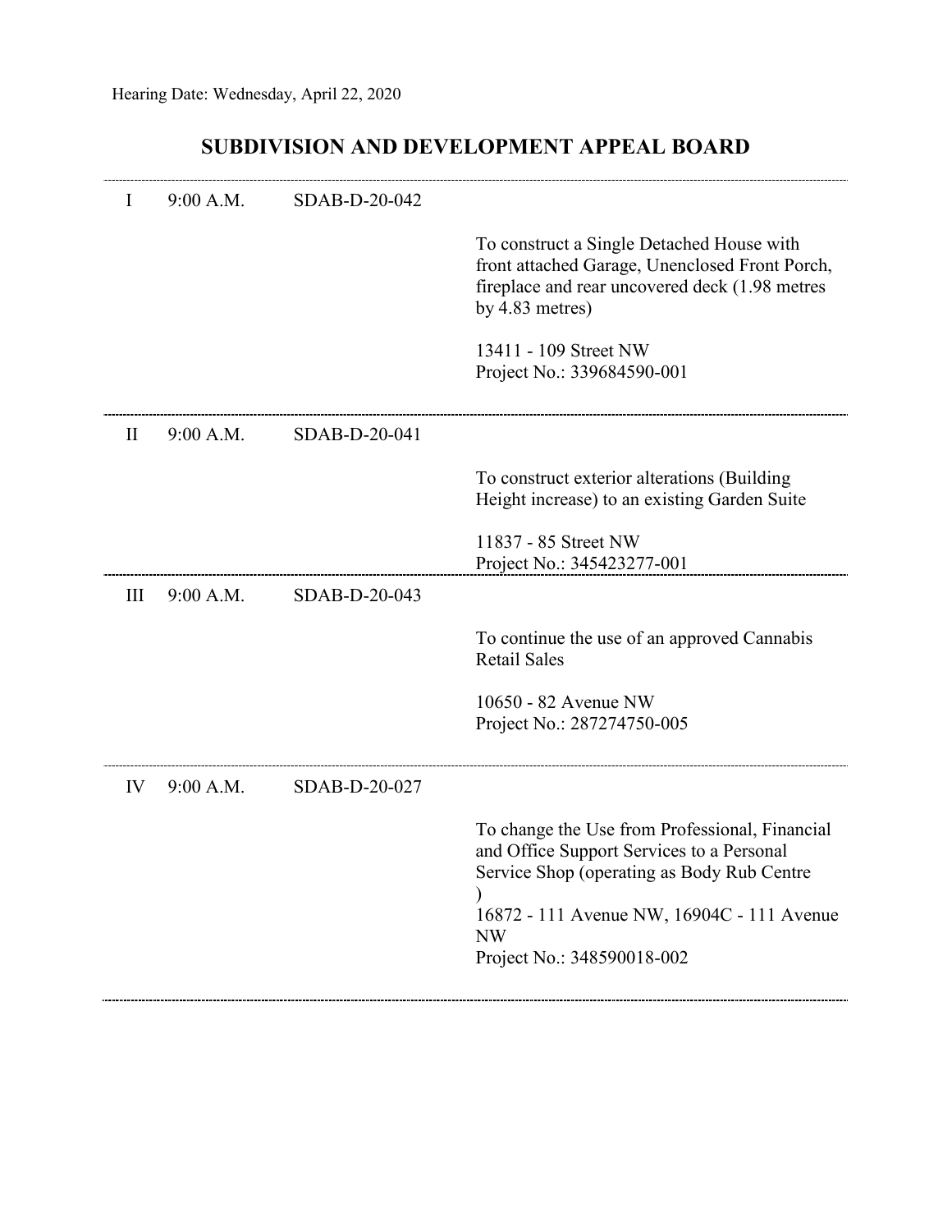Hearing Date: Wednesday, April 22, 2020

## SUBDIVISION AND DEVELOPMENT APPEAL BOARD

---

I 9:00 A.M. SDAB-D-20-042

To construct a Single Detached House with front attached Garage, Unenclosed Front Porch, fireplace and rear uncovered deck (1.98 metres by 4.83 metres)

13411 - 109 Street NW
Project No.: 339684590-001

---

II 9:00 A.M. SDAB-D-20-041

To construct exterior alterations (Building Height increase) to an existing Garden Suite

11837 - 85 Street NW
Project No.: 345423277-001

---

III 9:00 A.M. SDAB-D-20-043

To continue the use of an approved Cannabis Retail Sales

10650 - 82 Avenue NW
Project No.: 287274750-005

---

IV 9:00 A.M. SDAB-D-20-027

To change the Use from Professional, Financial and Office Support Services to a Personal Service Shop (operating as Body Rub Centre
)
16872 - 111 Avenue NW, 16904C - 111 Avenue NW
Project No.: 348590018-002

---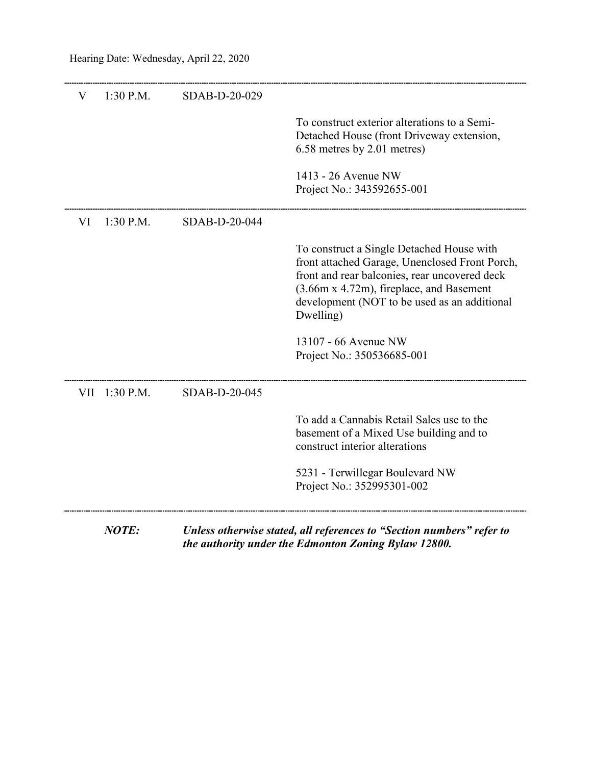Hearing Date: Wednesday, April 22, 2020

---

| | | | |
|---|---|---|---|
| V | 1:30 P.M. | SDAB-D-20-029 | |
| | | | To construct exterior alterations to a Semi-Detached House (front Driveway extension, 6.58 metres by 2.01 metres) |
| | | | 1413 - 26 Avenue NW<br>Project No.: 343592655-001 |

---

| | | | |
|---|---|---|---|
| VI | 1:30 P.M. | SDAB-D-20-044 | |
| | | | To construct a Single Detached House with front attached Garage, Unenclosed Front Porch, front and rear balconies, rear uncovered deck (3.66m x 4.72m), fireplace, and Basement development (NOT to be used as an additional Dwelling) |
| | | | 13107 - 66 Avenue NW<br>Project No.: 350536685-001 |

---

| | | | |
|---|---|---|---|
| VII | 1:30 P.M. | SDAB-D-20-045 | |
| | | | To add a Cannabis Retail Sales use to the basement of a Mixed Use building and to construct interior alterations |
| | | | 5231 - Terwillegar Boulevard NW<br>Project No.: 352995301-002 |

---

***NOTE:*** ***Unless otherwise stated, all references to "Section numbers" refer to the authority under the Edmonton Zoning Bylaw 12800.***